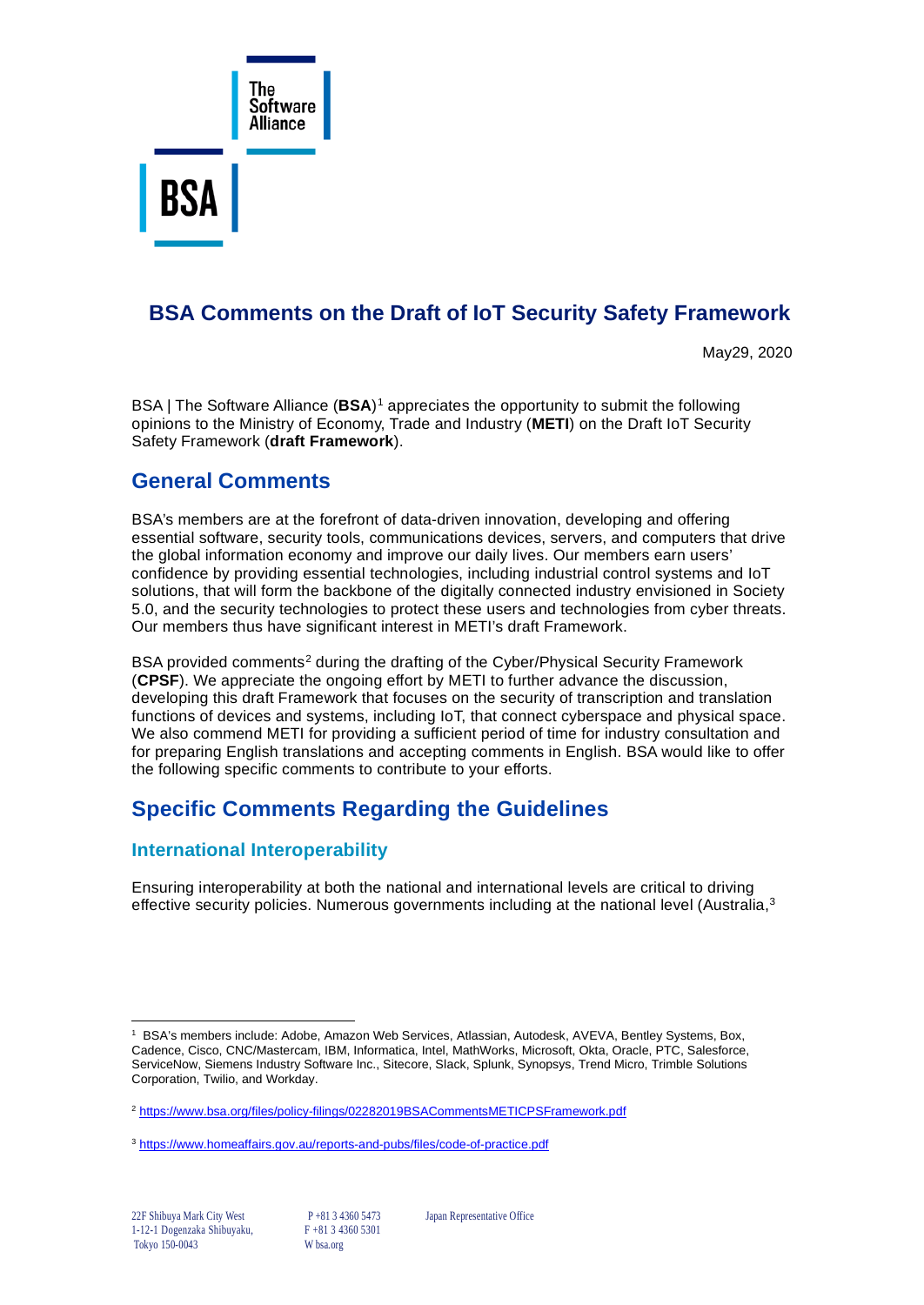# BSA Comments on the Draft of IoT Security Safety Framework

May29, 2020

BSA | The Software Alliance (**BSA**)[1] appreciates the opportunity to submit the following opinions to the Ministry of Economy, Trade and Industry (**METI**) on the Draft IoT Security Safety Framework (**draft Framework**).

## General Comments

BSA's members are at the forefront of data-driven innovation, developing and offering essential software, security tools, communications devices, servers, and computers that drive the global information economy and improve our daily lives. Our members earn users' confidence by providing essential technologies, including industrial control systems and IoT solutions, that will form the backbone of the digitally connected industry envisioned in Society 5.0, and the security technologies to protect these users and technologies from cyber threats. Our members thus have significant interest in METI's draft Framework.

BSA provided comments[2] during the drafting of the Cyber/Physical Security Framework (**CPSF**). We appreciate the ongoing effort by METI to further advance the discussion, developing this draft Framework that focuses on the security of transcription and translation functions of devices and systems, including IoT, that connect cyberspace and physical space. We also commend METI for providing a sufficient period of time for industry consultation and for preparing English translations and accepting comments in English. BSA would like to offer the following specific comments to contribute to your efforts.

## Specific Comments Regarding the Guidelines

### International Interoperability

Ensuring interoperability at both the national and international levels are critical to driving effective security policies. Numerous governments including at the national level (Australia,[3]

---

[1] BSA's members include: Adobe, Amazon Web Services, Atlassian, Autodesk, AVEVA, Bentley Systems, Box, Cadence, Cisco, CNC/Mastercam, IBM, Informatica, Intel, MathWorks, Microsoft, Okta, Oracle, PTC, Salesforce, ServiceNow, Siemens Industry Software Inc., Sitecore, Slack, Splunk, Synopsys, Trend Micro, Trimble Solutions Corporation, Twilio, and Workday.

[2] https://www.bsa.org/files/policy-filings/02282019BSACommentsMETICPSFramework.pdf

[3] https://www.homeaffairs.gov.au/reports-and-pubs/files/code-of-practice.pdf

22F Shibuya Mark City West
1-12-1 Dogenzaka Shibuyaku,
Tokyo 150-0043

P +81 3 4360 5473
F +81 3 4360 5301
W bsa.org

Japan Representative Office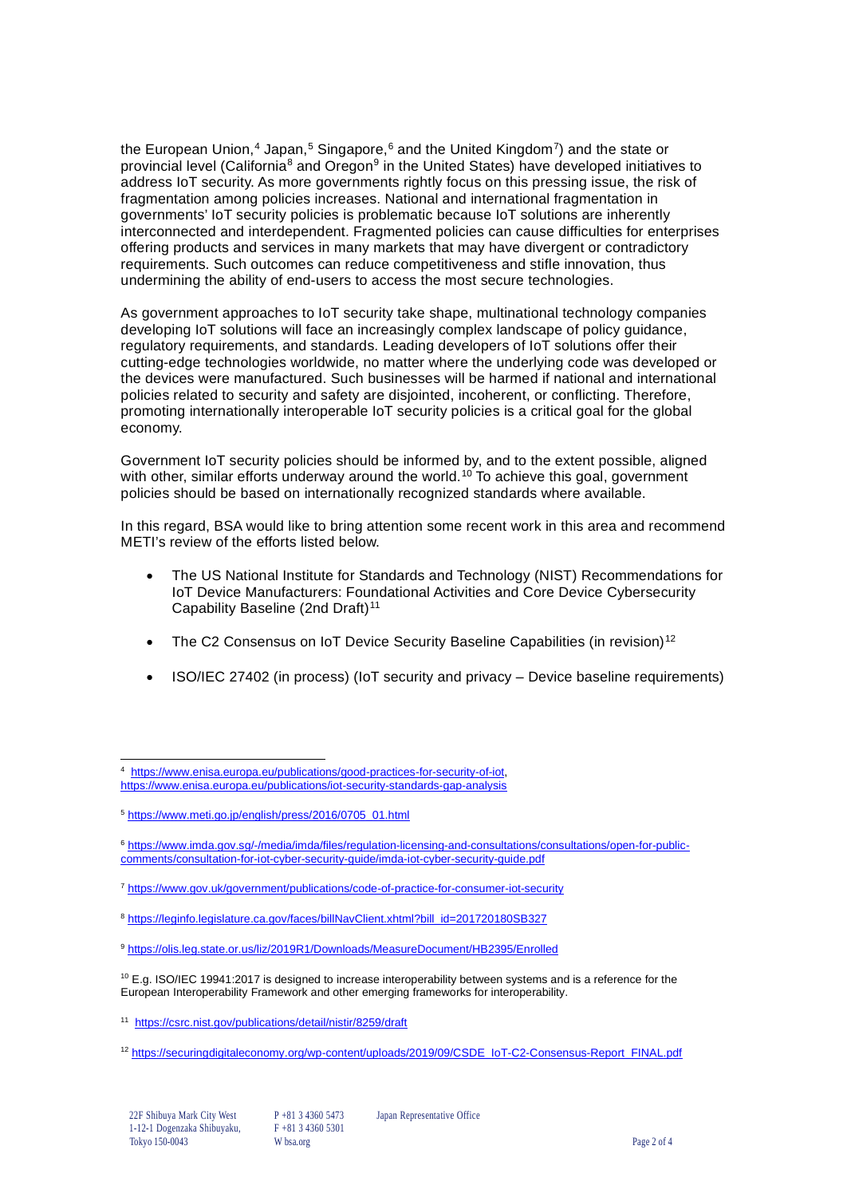the European Union,[4] Japan,[5] Singapore,[6] and the United Kingdom[7]) and the state or provincial level (California[8] and Oregon[9] in the United States) have developed initiatives to address IoT security. As more governments rightly focus on this pressing issue, the risk of fragmentation among policies increases. National and international fragmentation in governments' IoT security policies is problematic because IoT solutions are inherently interconnected and interdependent. Fragmented policies can cause difficulties for enterprises offering products and services in many markets that may have divergent or contradictory requirements. Such outcomes can reduce competitiveness and stifle innovation, thus undermining the ability of end-users to access the most secure technologies.

As government approaches to IoT security take shape, multinational technology companies developing IoT solutions will face an increasingly complex landscape of policy guidance, regulatory requirements, and standards. Leading developers of IoT solutions offer their cutting-edge technologies worldwide, no matter where the underlying code was developed or the devices were manufactured. Such businesses will be harmed if national and international policies related to security and safety are disjointed, incoherent, or conflicting. Therefore, promoting internationally interoperable IoT security policies is a critical goal for the global economy.

Government IoT security policies should be informed by, and to the extent possible, aligned with other, similar efforts underway around the world.[10] To achieve this goal, government policies should be based on internationally recognized standards where available.

In this regard, BSA would like to bring attention some recent work in this area and recommend METI's review of the efforts listed below.

- The US National Institute for Standards and Technology (NIST) Recommendations for IoT Device Manufacturers: Foundational Activities and Core Device Cybersecurity Capability Baseline (2nd Draft)[11]
- The C2 Consensus on IoT Device Security Baseline Capabilities (in revision)[12]
- ISO/IEC 27402 (in process) (IoT security and privacy – Device baseline requirements)

---

[4] https://www.enisa.europa.eu/publications/good-practices-for-security-of-iot, https://www.enisa.europa.eu/publications/iot-security-standards-gap-analysis

[5] https://www.meti.go.jp/english/press/2016/0705_01.html

[6] https://www.imda.gov.sg/-/media/imda/files/regulation-licensing-and-consultations/consultations/open-for-public-comments/consultation-for-iot-cyber-security-guide/imda-iot-cyber-security-guide.pdf

[7] https://www.gov.uk/government/publications/code-of-practice-for-consumer-iot-security

[8] https://leginfo.legislature.ca.gov/faces/billNavClient.xhtml?bill_id=201720180SB327

[9] https://olis.leg.state.or.us/liz/2019R1/Downloads/MeasureDocument/HB2395/Enrolled

[10] E.g. ISO/IEC 19941:2017 is designed to increase interoperability between systems and is a reference for the European Interoperability Framework and other emerging frameworks for interoperability.

[11] https://csrc.nist.gov/publications/detail/nistir/8259/draft

[12] https://securingdigitaleconomy.org/wp-content/uploads/2019/09/CSDE_IoT-C2-Consensus-Report_FINAL.pdf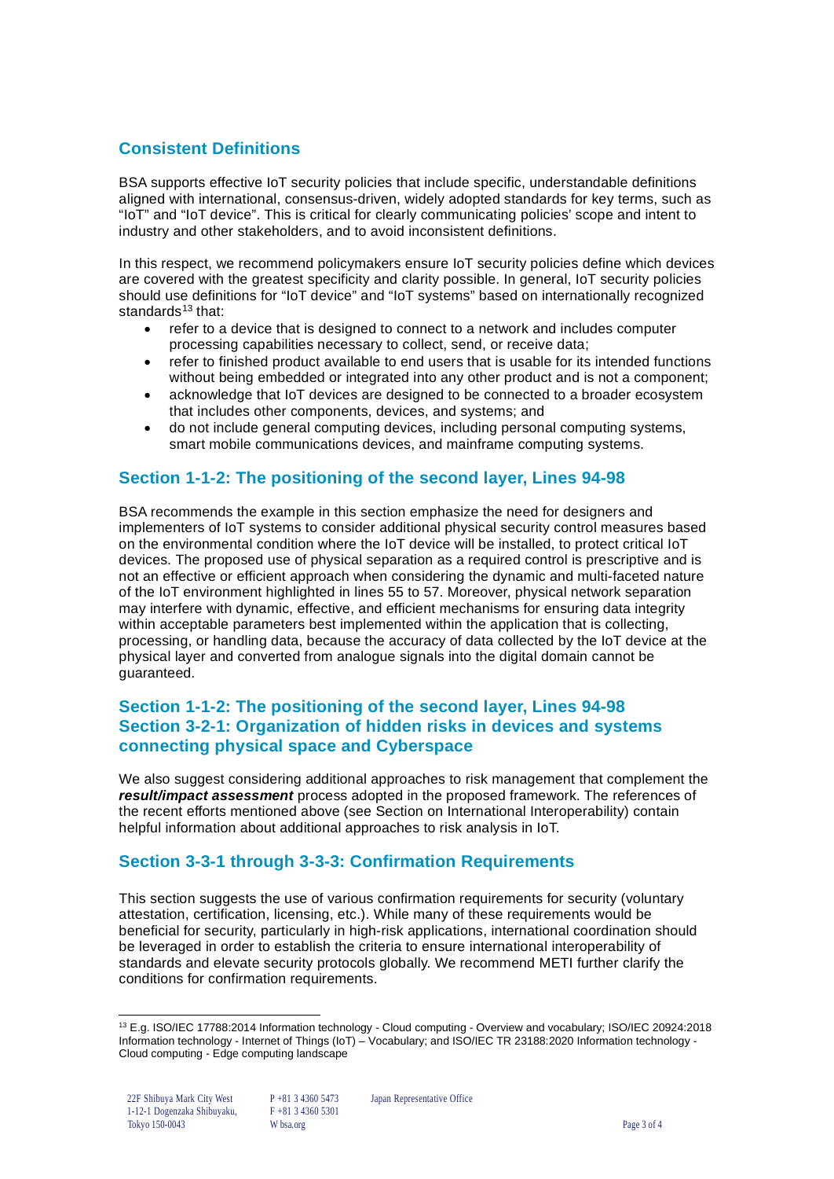## Consistent Definitions

BSA supports effective IoT security policies that include specific, understandable definitions aligned with international, consensus-driven, widely adopted standards for key terms, such as "IoT" and "IoT device". This is critical for clearly communicating policies' scope and intent to industry and other stakeholders, and to avoid inconsistent definitions.

In this respect, we recommend policymakers ensure IoT security policies define which devices are covered with the greatest specificity and clarity possible. In general, IoT security policies should use definitions for "IoT device" and "IoT systems" based on internationally recognized standards[13] that:

- refer to a device that is designed to connect to a network and includes computer processing capabilities necessary to collect, send, or receive data;
- refer to finished product available to end users that is usable for its intended functions without being embedded or integrated into any other product and is not a component;
- acknowledge that IoT devices are designed to be connected to a broader ecosystem that includes other components, devices, and systems; and
- do not include general computing devices, including personal computing systems, smart mobile communications devices, and mainframe computing systems.

## Section 1-1-2: The positioning of the second layer, Lines 94-98

BSA recommends the example in this section emphasize the need for designers and implementers of IoT systems to consider additional physical security control measures based on the environmental condition where the IoT device will be installed, to protect critical IoT devices. The proposed use of physical separation as a required control is prescriptive and is not an effective or efficient approach when considering the dynamic and multi-faceted nature of the IoT environment highlighted in lines 55 to 57. Moreover, physical network separation may interfere with dynamic, effective, and efficient mechanisms for ensuring data integrity within acceptable parameters best implemented within the application that is collecting, processing, or handling data, because the accuracy of data collected by the IoT device at the physical layer and converted from analogue signals into the digital domain cannot be guaranteed.

## Section 1-1-2: The positioning of the second layer, Lines 94-98 Section 3-2-1: Organization of hidden risks in devices and systems connecting physical space and Cyberspace

We also suggest considering additional approaches to risk management that complement the ***result/impact assessment*** process adopted in the proposed framework. The references of the recent efforts mentioned above (see Section on International Interoperability) contain helpful information about additional approaches to risk analysis in IoT.

## Section 3-3-1 through 3-3-3: Confirmation Requirements

This section suggests the use of various confirmation requirements for security (voluntary attestation, certification, licensing, etc.). While many of these requirements would be beneficial for security, particularly in high-risk applications, international coordination should be leveraged in order to establish the criteria to ensure international interoperability of standards and elevate security protocols globally. We recommend METI further clarify the conditions for confirmation requirements.

---

[13] E.g. ISO/IEC 17788:2014 Information technology - Cloud computing - Overview and vocabulary; ISO/IEC 20924:2018 Information technology - Internet of Things (IoT) – Vocabulary; and ISO/IEC TR 23188:2020 Information technology - Cloud computing - Edge computing landscape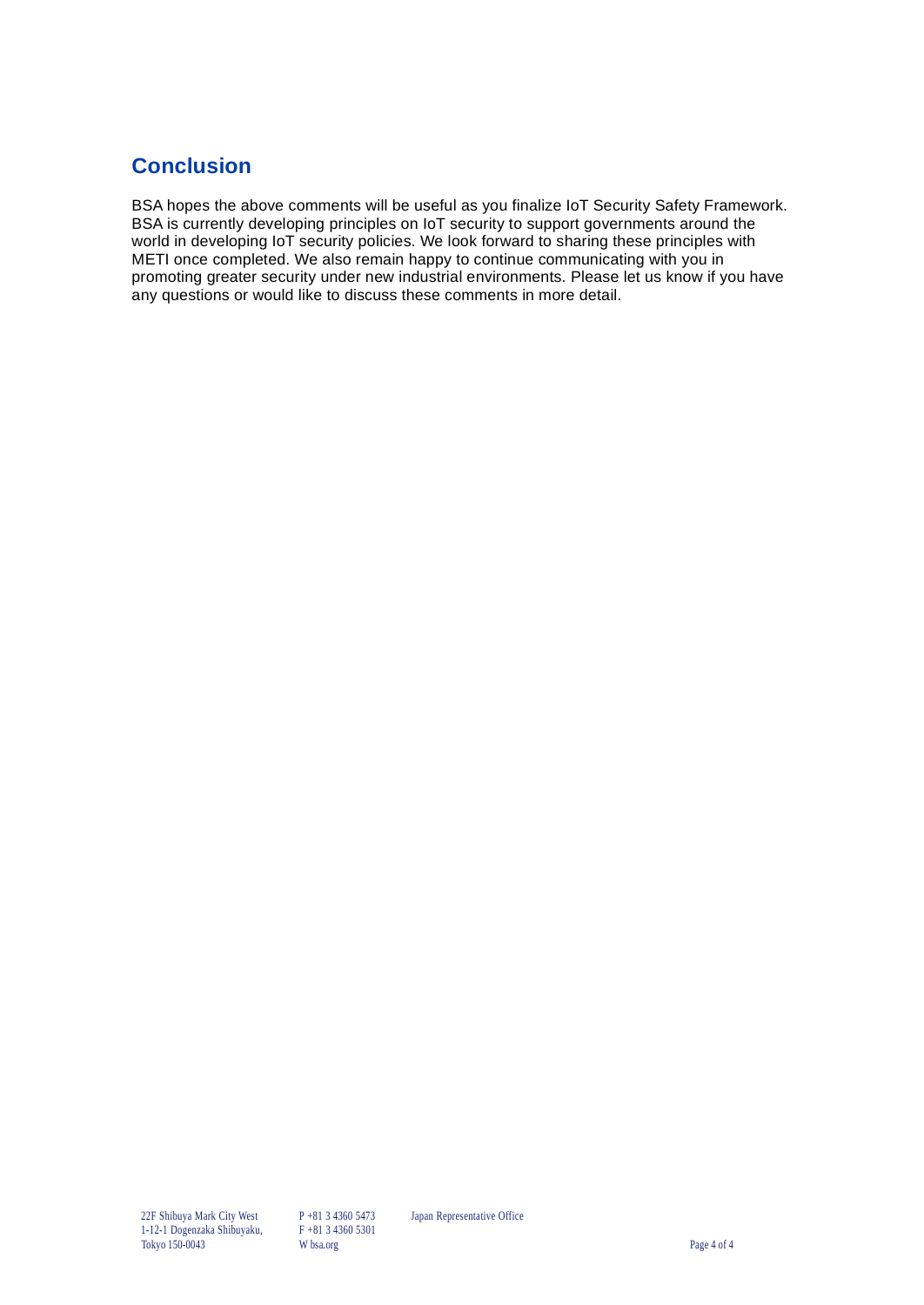## Conclusion

BSA hopes the above comments will be useful as you finalize IoT Security Safety Framework. BSA is currently developing principles on IoT security to support governments around the world in developing IoT security policies. We look forward to sharing these principles with METI once completed. We also remain happy to continue communicating with you in promoting greater security under new industrial environments. Please let us know if you have any questions or would like to discuss these comments in more detail.